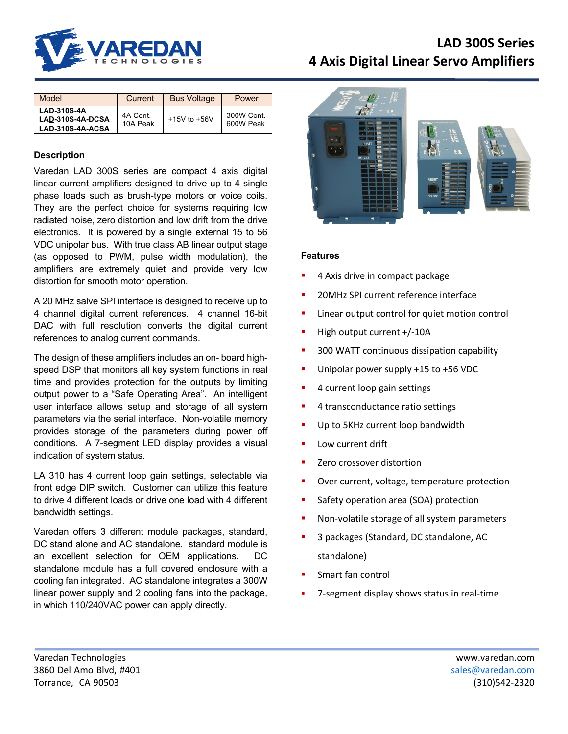# LAD 300S Series

## 4 Axis Digital Linear Servo Amplifiers

| Model | Current | Bus Voltage | Power |
|---|---|---|---|
| LAD-310S-4A<br>LAD-310S-4A-DCSA<br>LAD-310S-4A-ACSA | 4A Cont.<br>10A Peak | +15V to +56V | 300W Cont.<br>600W Peak |

### Description

Varedan LAD 300S series are compact 4 axis digital linear current amplifiers designed to drive up to 4 single phase loads such as brush-type motors or voice coils. They are the perfect choice for systems requiring low radiated noise, zero distortion and low drift from the drive electronics. It is powered by a single external 15 to 56 VDC unipolar bus. With true class AB linear output stage (as opposed to PWM, pulse width modulation), the amplifiers are extremely quiet and provide very low distortion for smooth motor operation.

A 20 MHz salve SPI interface is designed to receive up to 4 channel digital current references. 4 channel 16-bit DAC with full resolution converts the digital current references to analog current commands.

The design of these amplifiers includes an on- board high-speed DSP that monitors all key system functions in real time and provides protection for the outputs by limiting output power to a "Safe Operating Area". An intelligent user interface allows setup and storage of all system parameters via the serial interface. Non-volatile memory provides storage of the parameters during power off conditions. A 7-segment LED display provides a visual indication of system status.

LA 310 has 4 current loop gain settings, selectable via front edge DIP switch. Customer can utilize this feature to drive 4 different loads or drive one load with 4 different bandwidth settings.

Varedan offers 3 different module packages, standard, DC stand alone and AC standalone. standard module is an excellent selection for OEM applications. DC standalone module has a full covered enclosure with a cooling fan integrated. AC standalone integrates a 300W linear power supply and 2 cooling fans into the package, in which 110/240VAC power can apply directly.

### Features

- 4 Axis drive in compact package
- 20MHz SPI current reference interface
- Linear output control for quiet motion control
- High output current +/-10A
- 300 WATT continuous dissipation capability
- Unipolar power supply +15 to +56 VDC
- 4 current loop gain settings
- 4 transconductance ratio settings
- Up to 5KHz current loop bandwidth
- Low current drift
- Zero crossover distortion
- Over current, voltage, temperature protection
- Safety operation area (SOA) protection
- Non-volatile storage of all system parameters
- 3 packages (Standard, DC standalone, AC standalone)
- Smart fan control
- 7-segment display shows status in real-time

Varedan Technologies
3860 Del Amo Blvd, #401
Torrance, CA 90503

www.varedan.com
sales@varedan.com
(310)542-2320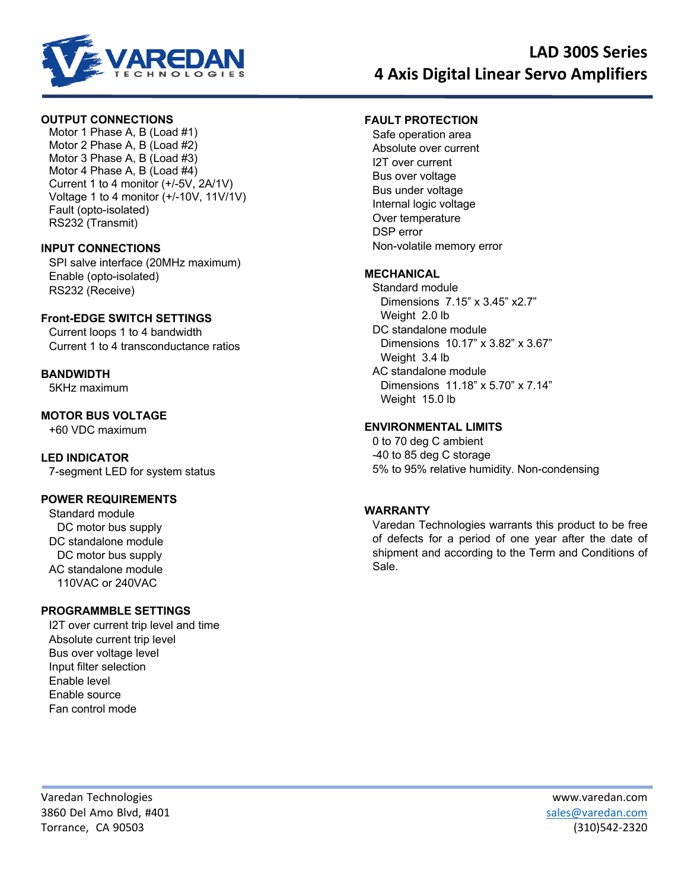# LAD 300S Series
# 4 Axis Digital Linear Servo Amplifiers

### OUTPUT CONNECTIONS

Motor 1 Phase A, B (Load #1)
Motor 2 Phase A, B (Load #2)
Motor 3 Phase A, B (Load #3)
Motor 4 Phase A, B (Load #4)
Current 1 to 4 monitor (+/-5V, 2A/1V)
Voltage 1 to 4 monitor (+/-10V, 11V/1V)
Fault (opto-isolated)
RS232 (Transmit)

### INPUT CONNECTIONS

SPI salve interface (20MHz maximum)
Enable (opto-isolated)
RS232 (Receive)

### Front-EDGE SWITCH SETTINGS

Current loops 1 to 4 bandwidth
Current 1 to 4 transconductance ratios

### BANDWIDTH

5KHz maximum

### MOTOR BUS VOLTAGE

+60 VDC maximum

### LED INDICATOR

7-segment LED for system status

### POWER REQUIREMENTS

Standard module
- DC motor bus supply

DC standalone module
- DC motor bus supply

AC standalone module
- 110VAC or 240VAC

### PROGRAMMBLE SETTINGS

I2T over current trip level and time
Absolute current trip level
Bus over voltage level
Input filter selection
Enable level
Enable source
Fan control mode

### FAULT PROTECTION

Safe operation area
Absolute over current
I2T over current
Bus over voltage
Bus under voltage
Internal logic voltage
Over temperature
DSP error
Non-volatile memory error

### MECHANICAL

Standard module
- Dimensions 7.15” x 3.45” x2.7”
- Weight 2.0 lb

DC standalone module
- Dimensions 10.17” x 3.82” x 3.67”
- Weight 3.4 lb

AC standalone module
- Dimensions 11.18” x 5.70” x 7.14”
- Weight 15.0 lb

### ENVIRONMENTAL LIMITS

0 to 70 deg C ambient
-40 to 85 deg C storage
5% to 95% relative humidity. Non-condensing

### WARRANTY

Varedan Technologies warrants this product to be free of defects for a period of one year after the date of shipment and according to the Term and Conditions of Sale.

Varedan Technologies
3860 Del Amo Blvd, #401
Torrance, CA 90503

www.varedan.com
sales@varedan.com
(310)542-2320